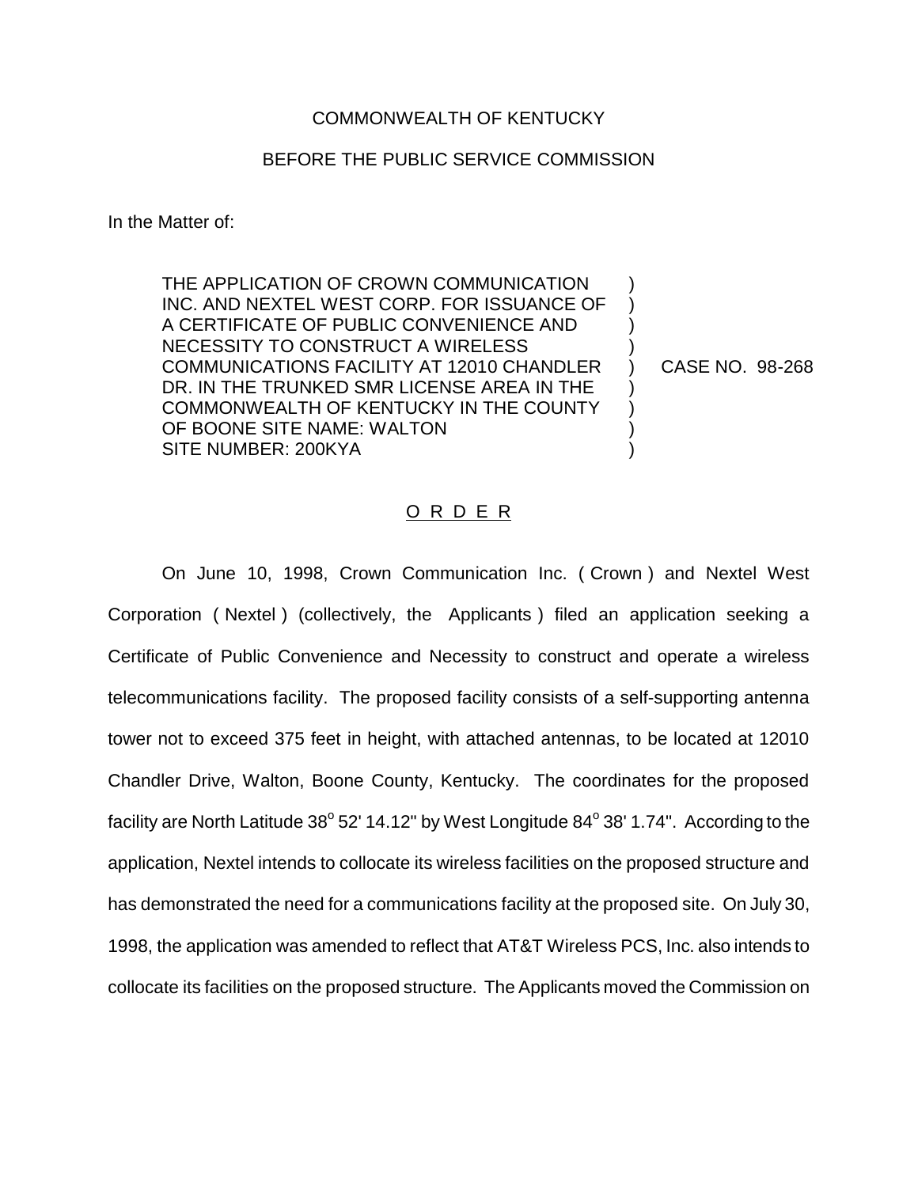COMMONWEALTH OF KENTUCKY

BEFORE THE PUBLIC SERVICE COMMISSION

In the Matter of:

| | | |
|---|---|---|
| THE APPLICATION OF CROWN COMMUNICATION INC. AND NEXTEL WEST CORP. FOR ISSUANCE OF A CERTIFICATE OF PUBLIC CONVENIENCE AND NECESSITY TO CONSTRUCT A WIRELESS COMMUNICATIONS FACILITY AT 12010 CHANDLER DR. IN THE TRUNKED SMR LICENSE AREA IN THE COMMONWEALTH OF KENTUCKY IN THE COUNTY OF BOONE SITE NAME: WALTON SITE NUMBER: 200KYA | ) | CASE NO. 98-268 |

## O R D E R

On June 10, 1998, Crown Communication Inc. ( Crown ) and Nextel West Corporation ( Nextel ) (collectively, the Applicants ) filed an application seeking a Certificate of Public Convenience and Necessity to construct and operate a wireless telecommunications facility. The proposed facility consists of a self-supporting antenna tower not to exceed 375 feet in height, with attached antennas, to be located at 12010 Chandler Drive, Walton, Boone County, Kentucky. The coordinates for the proposed facility are North Latitude 38° 52' 14.12" by West Longitude 84° 38' 1.74". According to the application, Nextel intends to collocate its wireless facilities on the proposed structure and has demonstrated the need for a communications facility at the proposed site. On July 30, 1998, the application was amended to reflect that AT&T Wireless PCS, Inc. also intends to collocate its facilities on the proposed structure. The Applicants moved the Commission on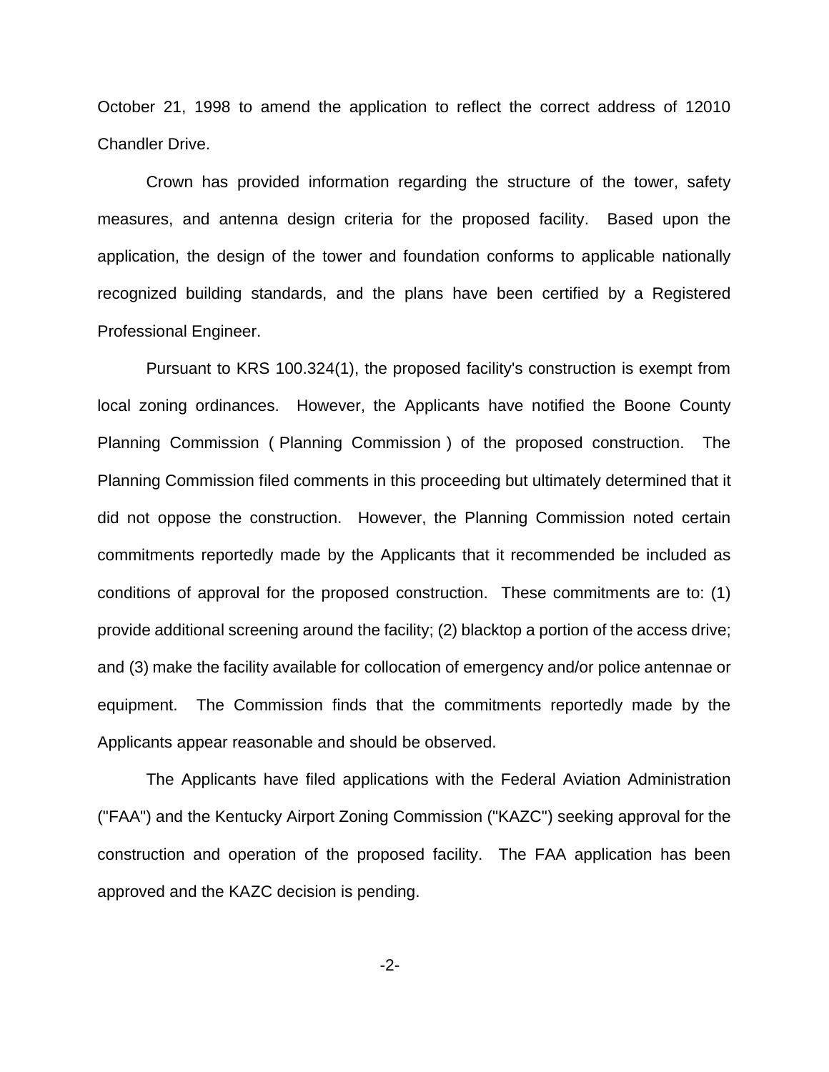October 21, 1998 to amend the application to reflect the correct address of 12010 Chandler Drive.

Crown has provided information regarding the structure of the tower, safety measures, and antenna design criteria for the proposed facility. Based upon the application, the design of the tower and foundation conforms to applicable nationally recognized building standards, and the plans have been certified by a Registered Professional Engineer.

Pursuant to KRS 100.324(1), the proposed facility's construction is exempt from local zoning ordinances. However, the Applicants have notified the Boone County Planning Commission ( Planning Commission ) of the proposed construction. The Planning Commission filed comments in this proceeding but ultimately determined that it did not oppose the construction. However, the Planning Commission noted certain commitments reportedly made by the Applicants that it recommended be included as conditions of approval for the proposed construction. These commitments are to: (1) provide additional screening around the facility; (2) blacktop a portion of the access drive; and (3) make the facility available for collocation of emergency and/or police antennae or equipment. The Commission finds that the commitments reportedly made by the Applicants appear reasonable and should be observed.

The Applicants have filed applications with the Federal Aviation Administration ("FAA") and the Kentucky Airport Zoning Commission ("KAZC") seeking approval for the construction and operation of the proposed facility. The FAA application has been approved and the KAZC decision is pending.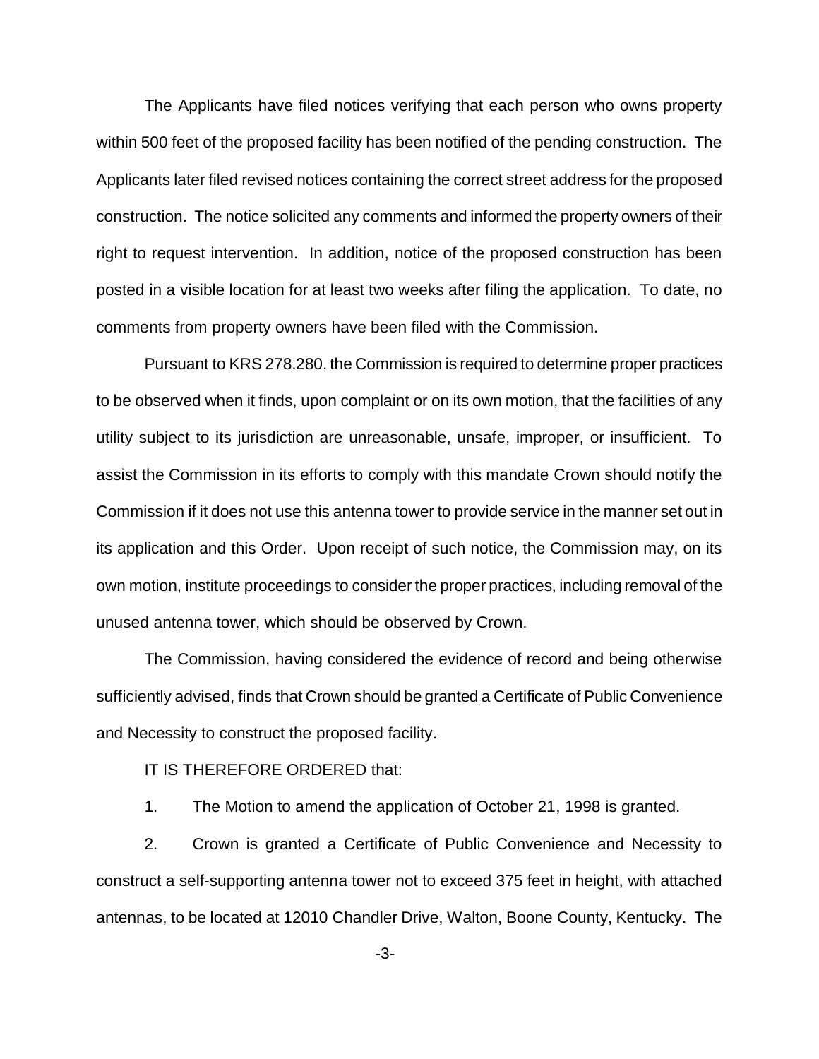The Applicants have filed notices verifying that each person who owns property within 500 feet of the proposed facility has been notified of the pending construction. The Applicants later filed revised notices containing the correct street address for the proposed construction. The notice solicited any comments and informed the property owners of their right to request intervention. In addition, notice of the proposed construction has been posted in a visible location for at least two weeks after filing the application. To date, no comments from property owners have been filed with the Commission.

Pursuant to KRS 278.280, the Commission is required to determine proper practices to be observed when it finds, upon complaint or on its own motion, that the facilities of any utility subject to its jurisdiction are unreasonable, unsafe, improper, or insufficient. To assist the Commission in its efforts to comply with this mandate Crown should notify the Commission if it does not use this antenna tower to provide service in the manner set out in its application and this Order. Upon receipt of such notice, the Commission may, on its own motion, institute proceedings to consider the proper practices, including removal of the unused antenna tower, which should be observed by Crown.

The Commission, having considered the evidence of record and being otherwise sufficiently advised, finds that Crown should be granted a Certificate of Public Convenience and Necessity to construct the proposed facility.

IT IS THEREFORE ORDERED that:

1. The Motion to amend the application of October 21, 1998 is granted.

2. Crown is granted a Certificate of Public Convenience and Necessity to construct a self-supporting antenna tower not to exceed 375 feet in height, with attached antennas, to be located at 12010 Chandler Drive, Walton, Boone County, Kentucky. The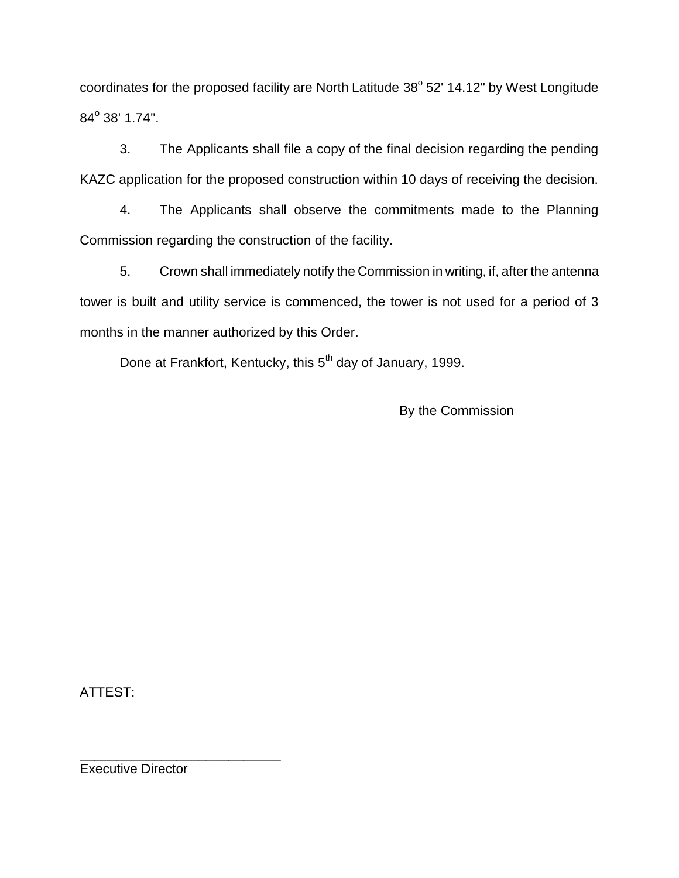coordinates for the proposed facility are North Latitude $38^{o}$ 52' 14.12" by West Longitude $84^{o}$ 38' 1.74".

3. The Applicants shall file a copy of the final decision regarding the pending KAZC application for the proposed construction within 10 days of receiving the decision.

4. The Applicants shall observe the commitments made to the Planning Commission regarding the construction of the facility.

5. Crown shall immediately notify the Commission in writing, if, after the antenna tower is built and utility service is commenced, the tower is not used for a period of 3 months in the manner authorized by this Order.

Done at Frankfort, Kentucky, this 5th day of January, 1999.

By the Commission

ATTEST:

___________________________
Executive Director